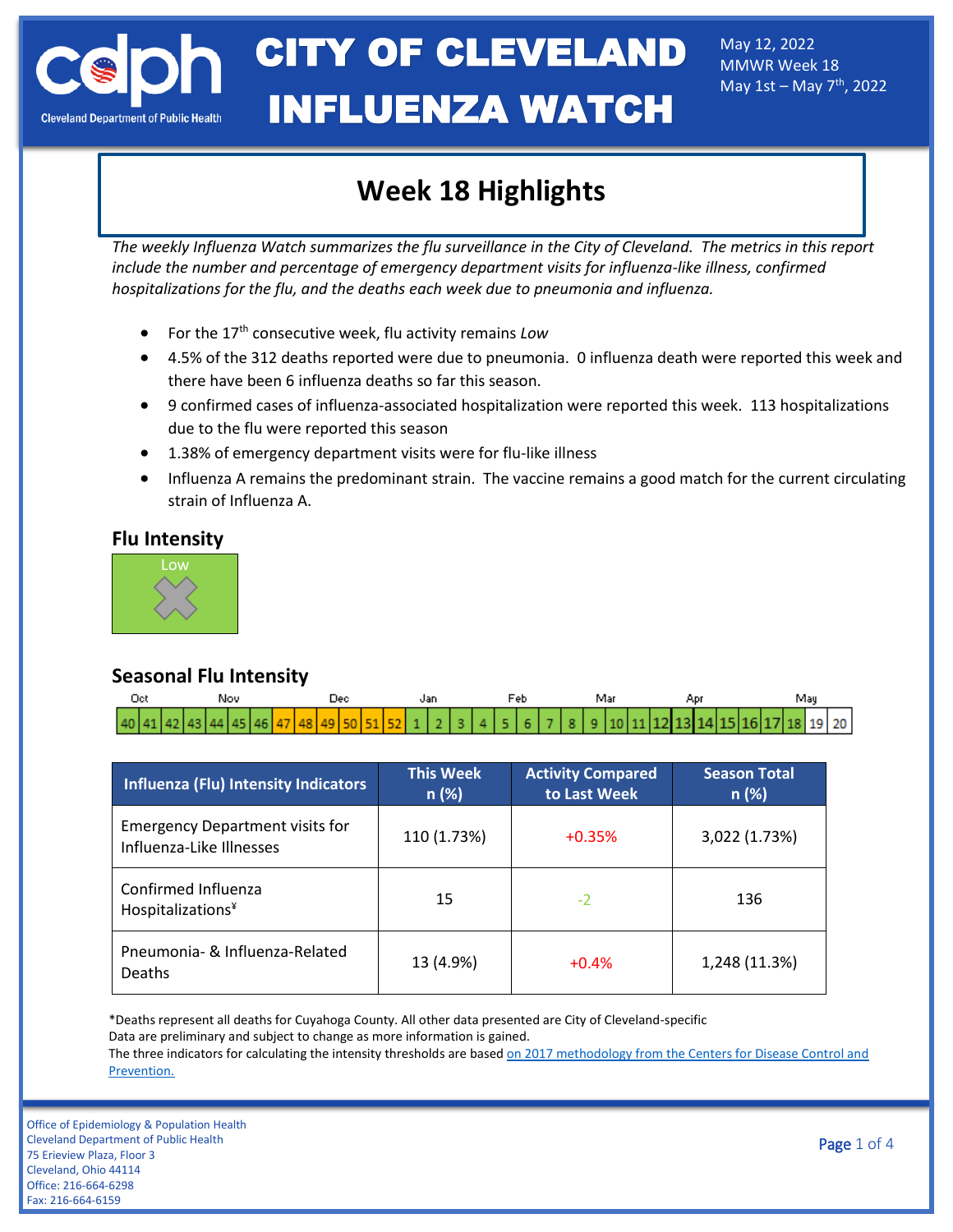# CITY OF CLEVELAND INFLUENZA WATCH

Cleveland Department of Public Health

May 12, 2022
MMWR Week 18
May 1st – May 7th, 2022

## Week 18 Highlights

*The weekly Influenza Watch summarizes the flu surveillance in the City of Cleveland. The metrics in this report include the number and percentage of emergency department visits for influenza-like illness, confirmed hospitalizations for the flu, and the deaths each week due to pneumonia and influenza.*

- For the 17th consecutive week, flu activity remains *Low*
- 4.5% of the 312 deaths reported were due to pneumonia. 0 influenza death were reported this week and there have been 6 influenza deaths so far this season.
- 9 confirmed cases of influenza-associated hospitalization were reported this week. 113 hospitalizations due to the flu were reported this season
- 1.38% of emergency department visits were for flu-like illness
- Influenza A remains the predominant strain. The vaccine remains a good match for the current circulating strain of Influenza A.

### Flu Intensity

Low

### Seasonal Flu Intensity

| Oct | | | | Nov | | | | Dec | | | | | Jan | | | | Feb | | | | Mar | | | | Apr | | | | May | | |
|---|---|---|---|---|---|---|---|---|---|---|---|---|---|---|---|---|---|---|---|---|---|---|---|---|---|---|---|---|---|---|---|
| 40 | 41 | 42 | 43 | 44 | 45 | 46 | 47 | 48 | 49 | 50 | 51 | 52 | 1 | 2 | 3 | 4 | 5 | 6 | 7 | 8 | 9 | 10 | 11 | 12 | 13 | 14 | 15 | 16 | 17 | 18 | 19 | 20 |

| Influenza (Flu) Intensity Indicators | This Week n (%) | Activity Compared to Last Week | Season Total n (%) |
|---|---|---|---|
| Emergency Department visits for Influenza-Like Illnesses | 110 (1.73%) | +0.35% | 3,022 (1.73%) |
| Confirmed Influenza Hospitalizations[¥] | 15 | -2 | 136 |
| Pneumonia- & Influenza-Related Deaths | 13 (4.9%) | +0.4% | 1,248 (11.3%) |

*Deaths represent all deaths for Cuyahoga County. All other data presented are City of Cleveland-specific
Data are preliminary and subject to change as more information is gained.
The three indicators for calculating the intensity thresholds are based on 2017 methodology from the Centers for Disease Control and Prevention.

Office of Epidemiology & Population Health
Cleveland Department of Public Health
75 Erieview Plaza, Floor 3
Cleveland, Ohio 44114
Office: 216-664-6298
Fax: 216-664-6159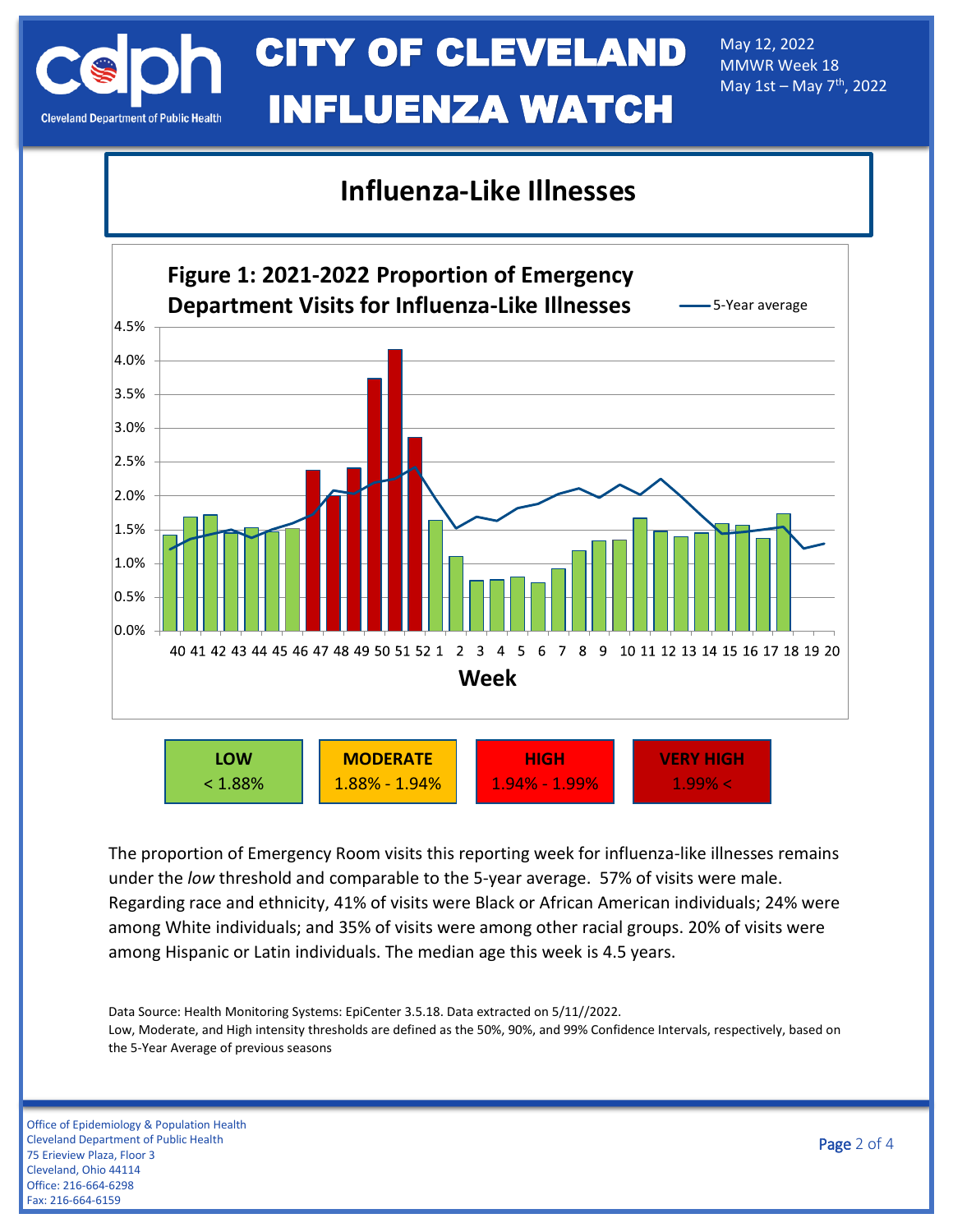# CITY OF CLEVELAND INFLUENZA WATCH

May 12, 2022
MMWR Week 18
May 1st – May 7th, 2022

## Influenza-Like Illnesses

**Figure 1: 2021-2022 Proportion of Emergency Department Visits for Influenza-Like Illnesses**

| LOW | MODERATE | HIGH | VERY HIGH |
|---|---|---|---|
| < 1.88% | 1.88% - 1.94% | 1.94% - 1.99% | 1.99% < |

The proportion of Emergency Room visits this reporting week for influenza-like illnesses remains under the *low* threshold and comparable to the 5-year average. 57% of visits were male. Regarding race and ethnicity, 41% of visits were Black or African American individuals; 24% were among White individuals; and 35% of visits were among other racial groups. 20% of visits were among Hispanic or Latin individuals. The median age this week is 4.5 years.

Data Source: Health Monitoring Systems: EpiCenter 3.5.18. Data extracted on 5/11//2022.
Low, Moderate, and High intensity thresholds are defined as the 50%, 90%, and 99% Confidence Intervals, respectively, based on the 5-Year Average of previous seasons

Office of Epidemiology & Population Health
Cleveland Department of Public Health
75 Erieview Plaza, Floor 3
Cleveland, Ohio 44114
Office: 216-664-6298
Fax: 216-664-6159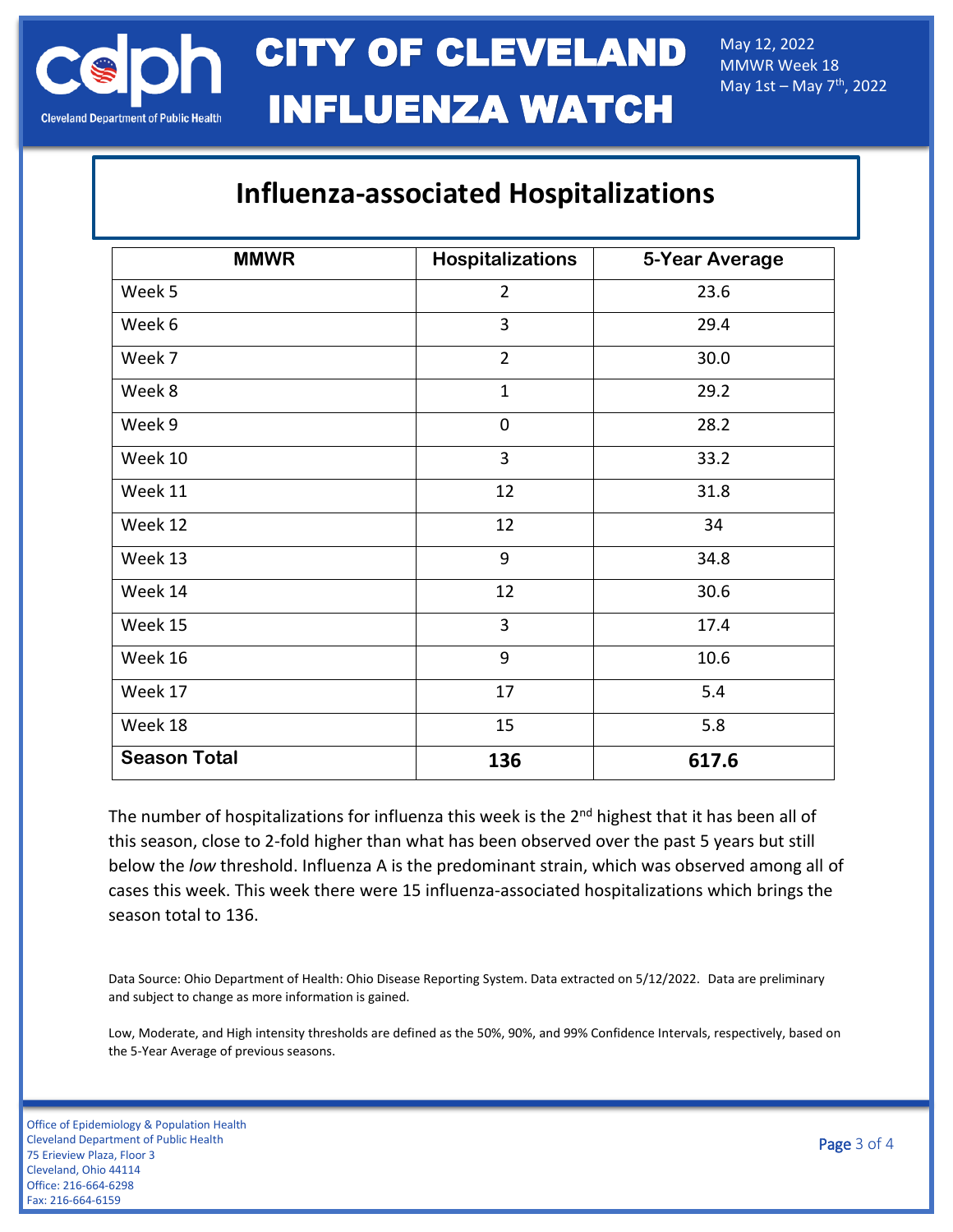# CITY OF CLEVELAND INFLUENZA WATCH

May 12, 2022
MMWR Week 18
May 1st – May 7th, 2022

## Influenza-associated Hospitalizations

| MMWR | Hospitalizations | 5-Year Average |
|---|---|---|
| Week 5 | 2 | 23.6 |
| Week 6 | 3 | 29.4 |
| Week 7 | 2 | 30.0 |
| Week 8 | 1 | 29.2 |
| Week 9 | 0 | 28.2 |
| Week 10 | 3 | 33.2 |
| Week 11 | 12 | 31.8 |
| Week 12 | 12 | 34 |
| Week 13 | 9 | 34.8 |
| Week 14 | 12 | 30.6 |
| Week 15 | 3 | 17.4 |
| Week 16 | 9 | 10.6 |
| Week 17 | 17 | 5.4 |
| Week 18 | 15 | 5.8 |
| **Season Total** | **136** | **617.6** |

The number of hospitalizations for influenza this week is the 2nd highest that it has been all of this season, close to 2-fold higher than what has been observed over the past 5 years but still below the *low* threshold. Influenza A is the predominant strain, which was observed among all of cases this week. This week there were 15 influenza-associated hospitalizations which brings the season total to 136.

Data Source: Ohio Department of Health: Ohio Disease Reporting System. Data extracted on 5/12/2022. Data are preliminary and subject to change as more information is gained.

Low, Moderate, and High intensity thresholds are defined as the 50%, 90%, and 99% Confidence Intervals, respectively, based on the 5-Year Average of previous seasons.

Office of Epidemiology & Population Health
Cleveland Department of Public Health
75 Erieview Plaza, Floor 3
Cleveland, Ohio 44114
Office: 216-664-6298
Fax: 216-664-6159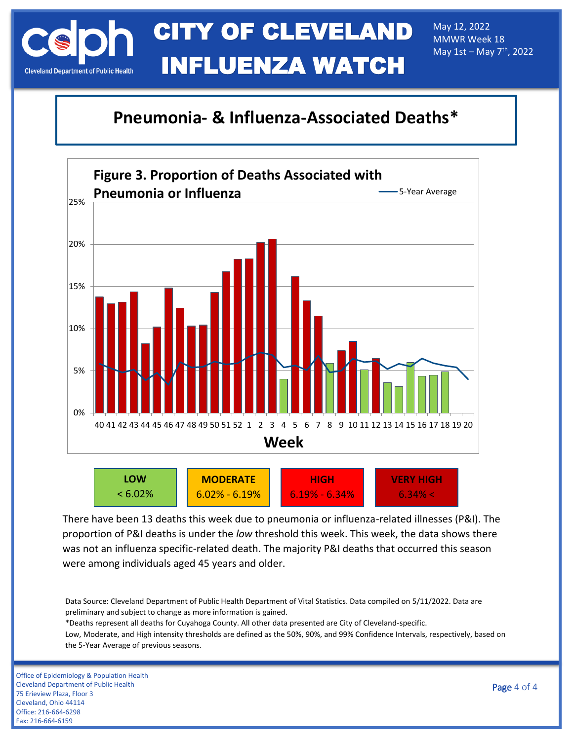# CITY OF CLEVELAND INFLUENZA WATCH

May 12, 2022
MMWR Week 18
May 1st – May 7th, 2022

## Pneumonia- & Influenza-Associated Deaths*

**Figure 3. Proportion of Deaths Associated with Pneumonia or Influenza**

5-Year Average

25%
20%
15%
10%
5%
0%

40 41 42 43 44 45 46 47 48 49 50 51 52 1 2 3 4 5 6 7 8 9 10 11 12 13 14 15 16 17 18 19 20

**Week**

**LOW** < 6.02%

**MODERATE** 6.02% - 6.19%

**HIGH** 6.19% - 6.34%

**VERY HIGH** 6.34% <

There have been 13 deaths this week due to pneumonia or influenza-related illnesses (P&I). The proportion of P&I deaths is under the *low* threshold this week. This week, the data shows there was not an influenza specific-related death. The majority P&I deaths that occurred this season were among individuals aged 45 years and older.

Data Source: Cleveland Department of Public Health Department of Vital Statistics. Data compiled on 5/11/2022. Data are preliminary and subject to change as more information is gained.

*Deaths represent all deaths for Cuyahoga County. All other data presented are City of Cleveland-specific.

Low, Moderate, and High intensity thresholds are defined as the 50%, 90%, and 99% Confidence Intervals, respectively, based on the 5-Year Average of previous seasons.

Office of Epidemiology & Population Health
Cleveland Department of Public Health
75 Erieview Plaza, Floor 3
Cleveland, Ohio 44114
Office: 216-664-6298
Fax: 216-664-6159